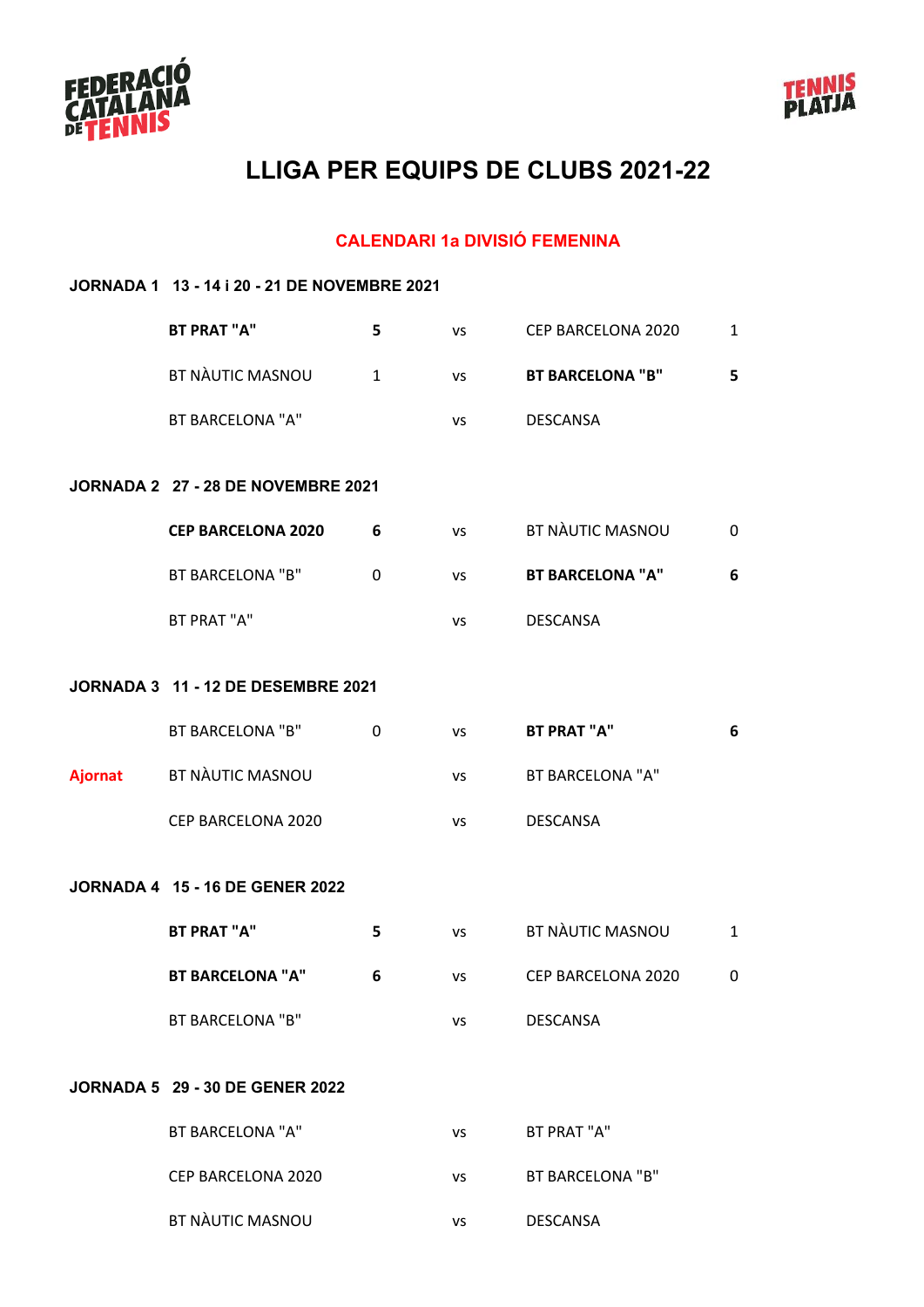# LLIGA PER EQUIPS DE CLUBS 2021-22

## CALENDARI 1a DIVISIÓ FEMENINA

### JORNADA 1 13 - 14 i 20 - 21 DE NOVEMBRE 2021

| | | | | | |
|---|---|---|---|---|---|
| | **BT PRAT "A"** | **5** | vs | CEP BARCELONA 2020 | 1 |
| | BT NÀUTIC MASNOU | 1 | vs | **BT BARCELONA "B"** | **5** |
| | BT BARCELONA "A" | | vs | DESCANSA | |

### JORNADA 2 27 - 28 DE NOVEMBRE 2021

| | | | | | |
|---|---|---|---|---|---|
| | **CEP BARCELONA 2020** | **6** | vs | BT NÀUTIC MASNOU | 0 |
| | BT BARCELONA "B" | 0 | vs | **BT BARCELONA "A"** | **6** |
| | BT PRAT "A" | | vs | DESCANSA | |

### JORNADA 3 11 - 12 DE DESEMBRE 2021

| | | | | | |
|---|---|---|---|---|---|
| | BT BARCELONA "B" | 0 | vs | **BT PRAT "A"** | **6** |
| Ajornat | BT NÀUTIC MASNOU | | vs | BT BARCELONA "A" | |
| | CEP BARCELONA 2020 | | vs | DESCANSA | |

### JORNADA 4 15 - 16 DE GENER 2022

| | | | | | |
|---|---|---|---|---|---|
| | **BT PRAT "A"** | **5** | vs | BT NÀUTIC MASNOU | 1 |
| | **BT BARCELONA "A"** | **6** | vs | CEP BARCELONA 2020 | 0 |
| | BT BARCELONA "B" | | vs | DESCANSA | |

### JORNADA 5 29 - 30 DE GENER 2022

| | | | | | |
|---|---|---|---|---|---|
| | BT BARCELONA "A" | | vs | BT PRAT "A" | |
| | CEP BARCELONA 2020 | | vs | BT BARCELONA "B" | |
| | BT NÀUTIC MASNOU | | vs | DESCANSA | |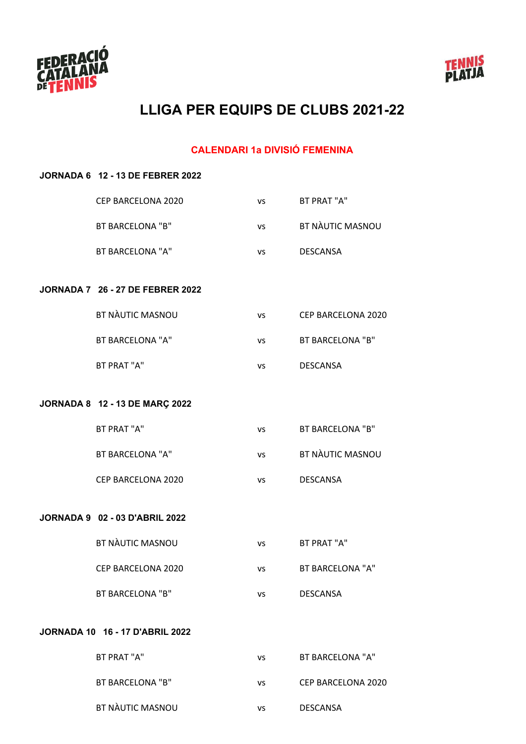# LLIGA PER EQUIPS DE CLUBS 2021-22

## CALENDARI 1a DIVISIÓ FEMENINA

**JORNADA 6 12 - 13 DE FEBRER 2022**

| | | |
|---|---|---|
| CEP BARCELONA 2020 | vs | BT PRAT "A" |
| BT BARCELONA "B" | vs | BT NÀUTIC MASNOU |
| BT BARCELONA "A" | vs | DESCANSA |

**JORNADA 7 26 - 27 DE FEBRER 2022**

| | | |
|---|---|---|
| BT NÀUTIC MASNOU | vs | CEP BARCELONA 2020 |
| BT BARCELONA "A" | vs | BT BARCELONA "B" |
| BT PRAT "A" | vs | DESCANSA |

**JORNADA 8 12 - 13 DE MARÇ 2022**

| | | |
|---|---|---|
| BT PRAT "A" | vs | BT BARCELONA "B" |
| BT BARCELONA "A" | vs | BT NÀUTIC MASNOU |
| CEP BARCELONA 2020 | vs | DESCANSA |

**JORNADA 9 02 - 03 D'ABRIL 2022**

| | | |
|---|---|---|
| BT NÀUTIC MASNOU | vs | BT PRAT "A" |
| CEP BARCELONA 2020 | vs | BT BARCELONA "A" |
| BT BARCELONA "B" | vs | DESCANSA |

**JORNADA 10 16 - 17 D'ABRIL 2022**

| | | |
|---|---|---|
| BT PRAT "A" | vs | BT BARCELONA "A" |
| BT BARCELONA "B" | vs | CEP BARCELONA 2020 |
| BT NÀUTIC MASNOU | vs | DESCANSA |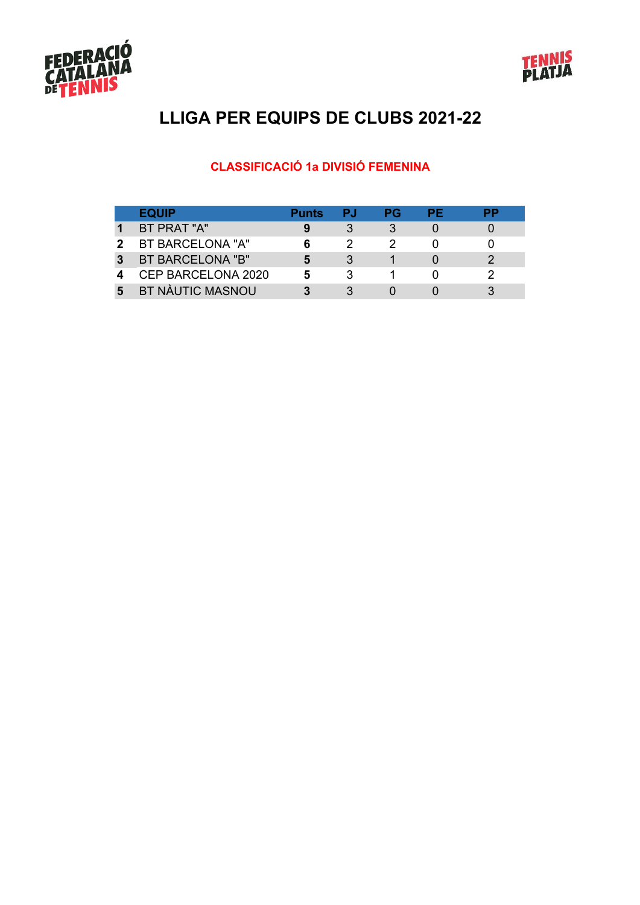# LLIGA PER EQUIPS DE CLUBS 2021-22

## CLASSIFICACIÓ 1a DIVISIÓ FEMENINA

| | EQUIP | Punts | PJ | PG | PE | PP |
|---|---|---|---|---|---|---|
| **1** | BT PRAT "A" | **9** | 3 | 3 | 0 | 0 |
| **2** | BT BARCELONA "A" | **6** | 2 | 2 | 0 | 0 |
| **3** | BT BARCELONA "B" | **5** | 3 | 1 | 0 | 2 |
| **4** | CEP BARCELONA 2020 | **5** | 3 | 1 | 0 | 2 |
| **5** | BT NÀUTIC MASNOU | **3** | 3 | 0 | 0 | 3 |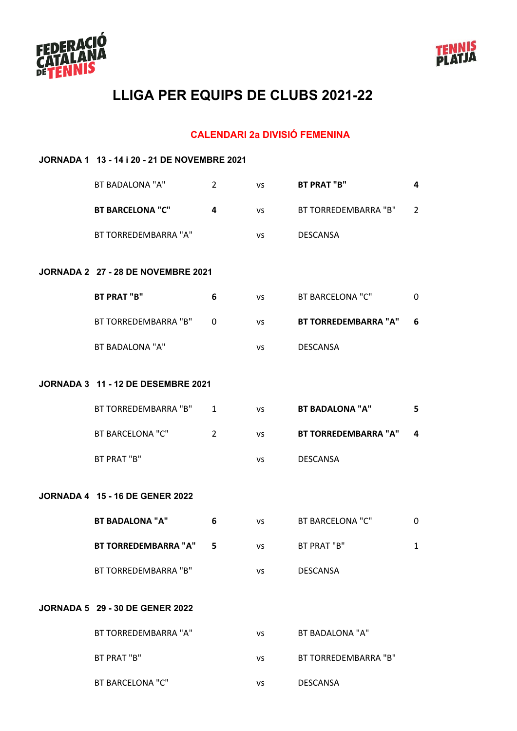# LLIGA PER EQUIPS DE CLUBS 2021-22

## CALENDARI 2a DIVISIÓ FEMENINA

### JORNADA 1 13 - 14 i 20 - 21 DE NOVEMBRE 2021

| | | | | |
|---|---|---|---|---|
| BT BADALONA "A" | 2 | vs | **BT PRAT "B"** | **4** |
| **BT BARCELONA "C"** | **4** | vs | BT TORREDEMBARRA "B" | 2 |
| BT TORREDEMBARRA "A" | | vs | DESCANSA | |

### JORNADA 2 27 - 28 DE NOVEMBRE 2021

| | | | | |
|---|---|---|---|---|
| **BT PRAT "B"** | **6** | vs | BT BARCELONA "C" | 0 |
| BT TORREDEMBARRA "B" | 0 | vs | **BT TORREDEMBARRA "A"** | **6** |
| BT BADALONA "A" | | vs | DESCANSA | |

### JORNADA 3 11 - 12 DE DESEMBRE 2021

| | | | | |
|---|---|---|---|---|
| BT TORREDEMBARRA "B" | 1 | vs | **BT BADALONA "A"** | **5** |
| BT BARCELONA "C" | 2 | vs | **BT TORREDEMBARRA "A"** | **4** |
| BT PRAT "B" | | vs | DESCANSA | |

### JORNADA 4 15 - 16 DE GENER 2022

| | | | | |
|---|---|---|---|---|
| **BT BADALONA "A"** | **6** | vs | BT BARCELONA "C" | 0 |
| **BT TORREDEMBARRA "A"** | **5** | vs | BT PRAT "B" | 1 |
| BT TORREDEMBARRA "B" | | vs | DESCANSA | |

### JORNADA 5 29 - 30 DE GENER 2022

| | | | | |
|---|---|---|---|---|
| BT TORREDEMBARRA "A" | | vs | BT BADALONA "A" | |
| BT PRAT "B" | | vs | BT TORREDEMBARRA "B" | |
| BT BARCELONA "C" | | vs | DESCANSA | |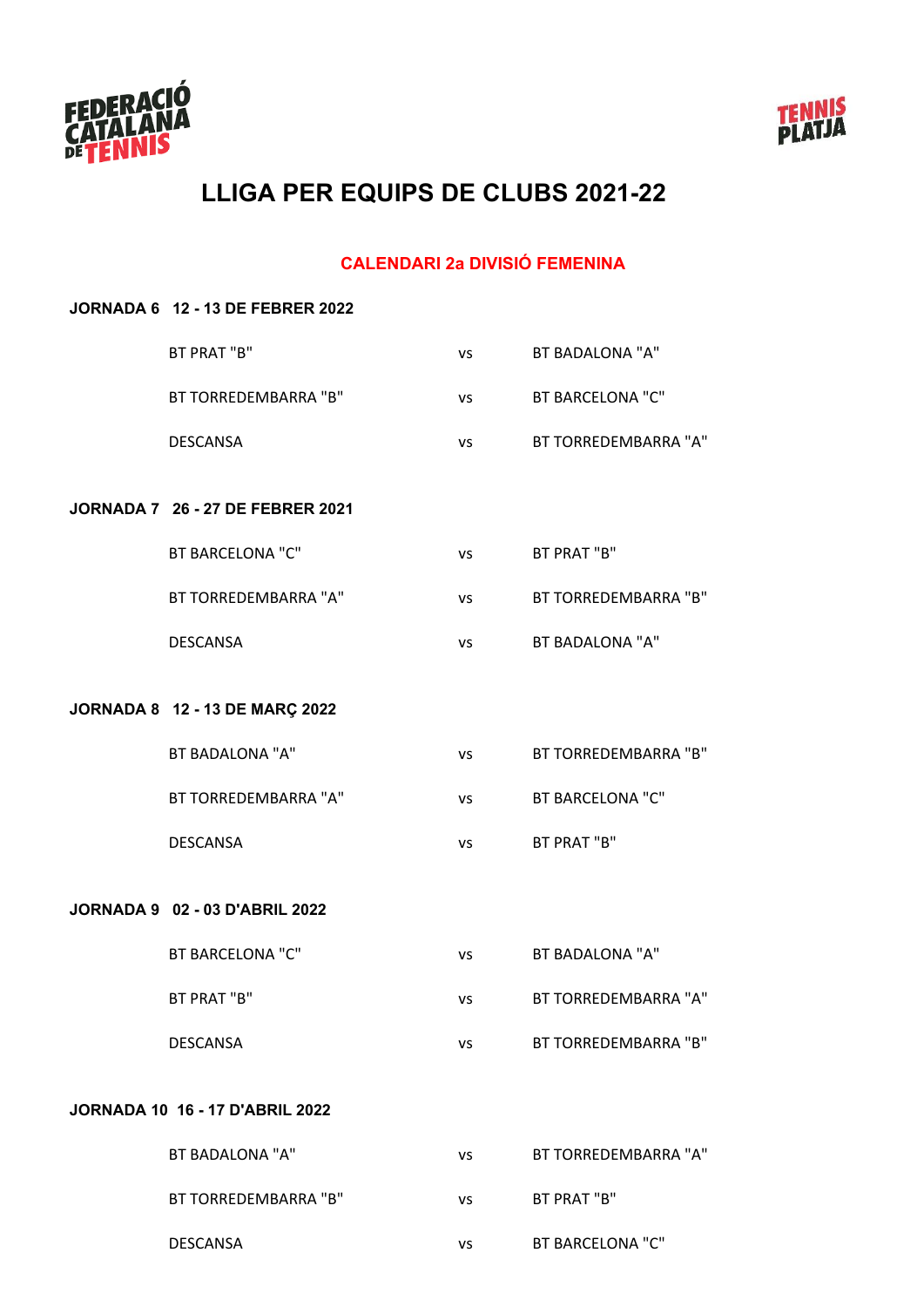# LLIGA PER EQUIPS DE CLUBS 2021-22

## CALENDARI 2a DIVISIÓ FEMENINA

**JORNADA 6 12 - 13 DE FEBRER 2022**

| | | |
|---|---|---|
| BT PRAT "B" | vs | BT BADALONA "A" |
| BT TORREDEMBARRA "B" | vs | BT BARCELONA "C" |
| DESCANSA | vs | BT TORREDEMBARRA "A" |

**JORNADA 7 26 - 27 DE FEBRER 2021**

| | | |
|---|---|---|
| BT BARCELONA "C" | vs | BT PRAT "B" |
| BT TORREDEMBARRA "A" | vs | BT TORREDEMBARRA "B" |
| DESCANSA | vs | BT BADALONA "A" |

**JORNADA 8 12 - 13 DE MARÇ 2022**

| | | |
|---|---|---|
| BT BADALONA "A" | vs | BT TORREDEMBARRA "B" |
| BT TORREDEMBARRA "A" | vs | BT BARCELONA "C" |
| DESCANSA | vs | BT PRAT "B" |

**JORNADA 9 02 - 03 D'ABRIL 2022**

| | | |
|---|---|---|
| BT BARCELONA "C" | vs | BT BADALONA "A" |
| BT PRAT "B" | vs | BT TORREDEMBARRA "A" |
| DESCANSA | vs | BT TORREDEMBARRA "B" |

**JORNADA 10 16 - 17 D'ABRIL 2022**

| | | |
|---|---|---|
| BT BADALONA "A" | vs | BT TORREDEMBARRA "A" |
| BT TORREDEMBARRA "B" | vs | BT PRAT "B" |
| DESCANSA | vs | BT BARCELONA "C" |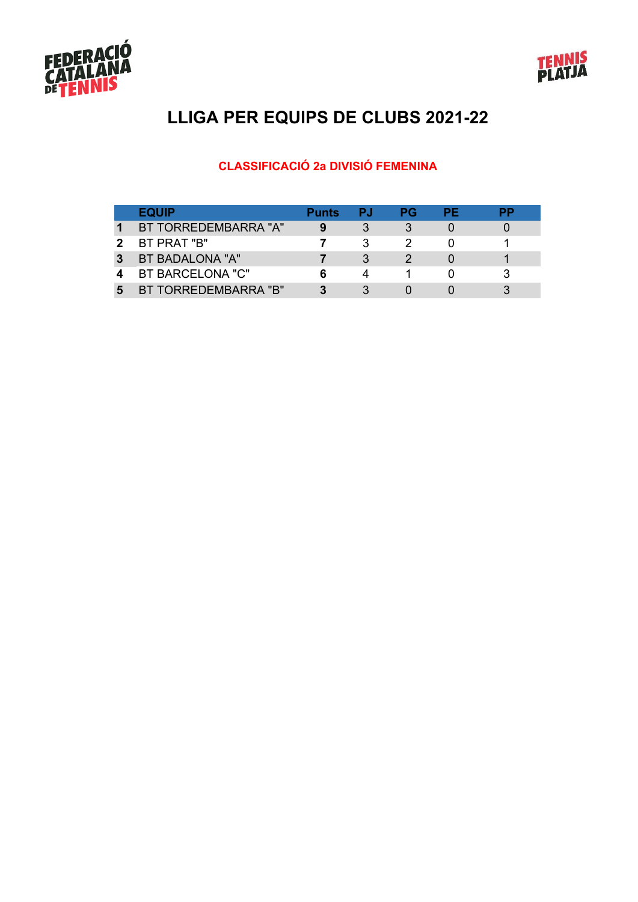# LLIGA PER EQUIPS DE CLUBS 2021-22

## CLASSIFICACIÓ 2a DIVISIÓ FEMENINA

| | EQUIP | Punts | PJ | PG | PE | PP |
|---|---|---|---|---|---|---|
| **1** | BT TORREDEMBARRA "A" | **9** | 3 | 3 | 0 | 0 |
| **2** | BT PRAT "B" | **7** | 3 | 2 | 0 | 1 |
| **3** | BT BADALONA "A" | **7** | 3 | 2 | 0 | 1 |
| **4** | BT BARCELONA "C" | **6** | 4 | 1 | 0 | 3 |
| **5** | BT TORREDEMBARRA "B" | **3** | 3 | 0 | 0 | 3 |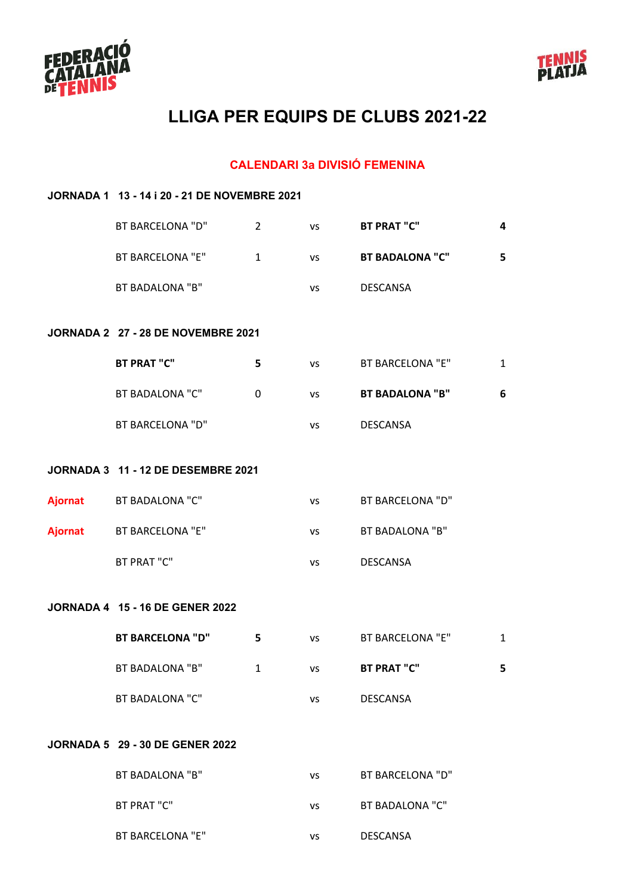# LLIGA PER EQUIPS DE CLUBS 2021-22

## CALENDARI 3a DIVISIÓ FEMENINA

### JORNADA 1   13 - 14 i 20 - 21 DE NOVEMBRE 2021

| | Local | | | Visitant | |
|---|---|---|---|---|---|
| | BT BARCELONA "D" | 2 | vs | **BT PRAT "C"** | **4** |
| | BT BARCELONA "E" | 1 | vs | **BT BADALONA "C"** | **5** |
| | BT BADALONA "B" | | vs | DESCANSA | |

### JORNADA 2   27 - 28 DE NOVEMBRE 2021

| | Local | | | Visitant | |
|---|---|---|---|---|---|
| | **BT PRAT "C"** | **5** | vs | BT BARCELONA "E" | 1 |
| | BT BADALONA "C" | 0 | vs | **BT BADALONA "B"** | **6** |
| | BT BARCELONA "D" | | vs | DESCANSA | |

### JORNADA 3   11 - 12 DE DESEMBRE 2021

| | Local | | | Visitant | |
|---|---|---|---|---|---|
| **Ajornat** | BT BADALONA "C" | | vs | BT BARCELONA "D" | |
| **Ajornat** | BT BARCELONA "E" | | vs | BT BADALONA "B" | |
| | BT PRAT "C" | | vs | DESCANSA | |

### JORNADA 4   15 - 16 DE GENER 2022

| | Local | | | Visitant | |
|---|---|---|---|---|---|
| | **BT BARCELONA "D"** | **5** | vs | BT BARCELONA "E" | 1 |
| | BT BADALONA "B" | 1 | vs | **BT PRAT "C"** | **5** |
| | BT BADALONA "C" | | vs | DESCANSA | |

### JORNADA 5   29 - 30 DE GENER 2022

| | Local | | | Visitant | |
|---|---|---|---|---|---|
| | BT BADALONA "B" | | vs | BT BARCELONA "D" | |
| | BT PRAT "C" | | vs | BT BADALONA "C" | |
| | BT BARCELONA "E" | | vs | DESCANSA | |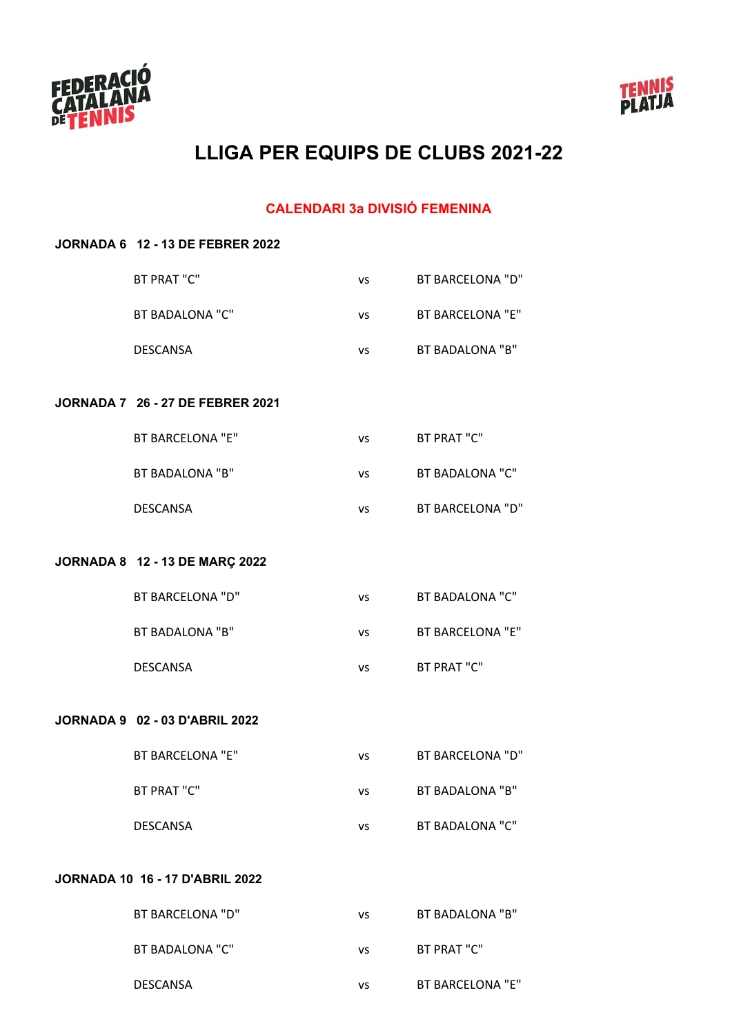# LLIGA PER EQUIPS DE CLUBS 2021-22

## CALENDARI 3a DIVISIÓ FEMENINA

**JORNADA 6 12 - 13 DE FEBRER 2022**

| | | |
|---|---|---|
| BT PRAT "C" | vs | BT BARCELONA "D" |
| BT BADALONA "C" | vs | BT BARCELONA "E" |
| DESCANSA | vs | BT BADALONA "B" |

**JORNADA 7 26 - 27 DE FEBRER 2021**

| | | |
|---|---|---|
| BT BARCELONA "E" | vs | BT PRAT "C" |
| BT BADALONA "B" | vs | BT BADALONA "C" |
| DESCANSA | vs | BT BARCELONA "D" |

**JORNADA 8 12 - 13 DE MARÇ 2022**

| | | |
|---|---|---|
| BT BARCELONA "D" | vs | BT BADALONA "C" |
| BT BADALONA "B" | vs | BT BARCELONA "E" |
| DESCANSA | vs | BT PRAT "C" |

**JORNADA 9 02 - 03 D'ABRIL 2022**

| | | |
|---|---|---|
| BT BARCELONA "E" | vs | BT BARCELONA "D" |
| BT PRAT "C" | vs | BT BADALONA "B" |
| DESCANSA | vs | BT BADALONA "C" |

**JORNADA 10 16 - 17 D'ABRIL 2022**

| | | |
|---|---|---|
| BT BARCELONA "D" | vs | BT BADALONA "B" |
| BT BADALONA "C" | vs | BT PRAT "C" |
| DESCANSA | vs | BT BARCELONA "E" |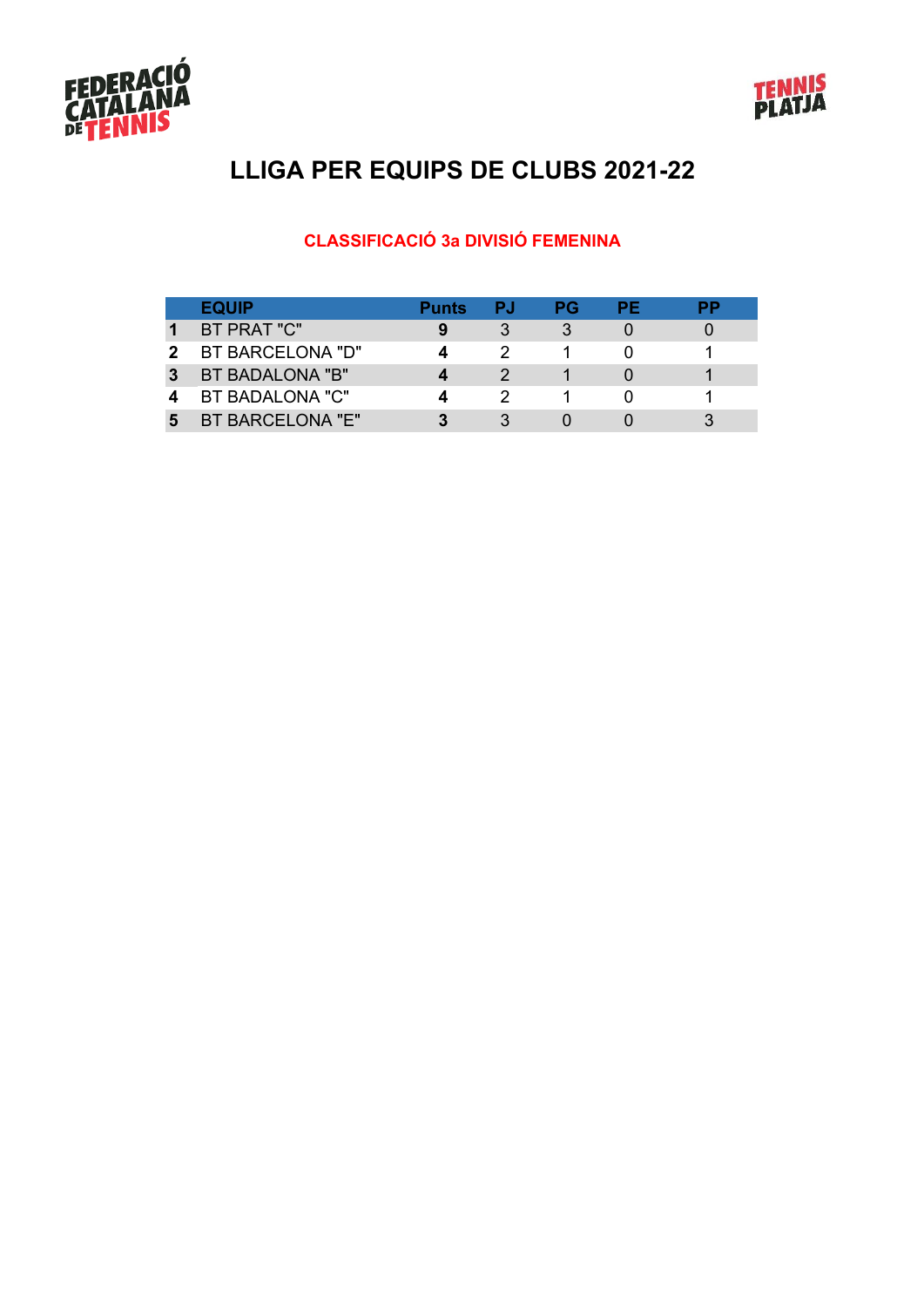# LLIGA PER EQUIPS DE CLUBS 2021-22

## CLASSIFICACIÓ 3a DIVISIÓ FEMENINA

| | EQUIP | Punts | PJ | PG | PE | PP |
|---|---|---|---|---|---|---|
| 1 | BT PRAT "C" | 9 | 3 | 3 | 0 | 0 |
| 2 | BT BARCELONA "D" | 4 | 2 | 1 | 0 | 1 |
| 3 | BT BADALONA "B" | 4 | 2 | 1 | 0 | 1 |
| 4 | BT BADALONA "C" | 4 | 2 | 1 | 0 | 1 |
| 5 | BT BARCELONA "E" | 3 | 3 | 0 | 0 | 3 |